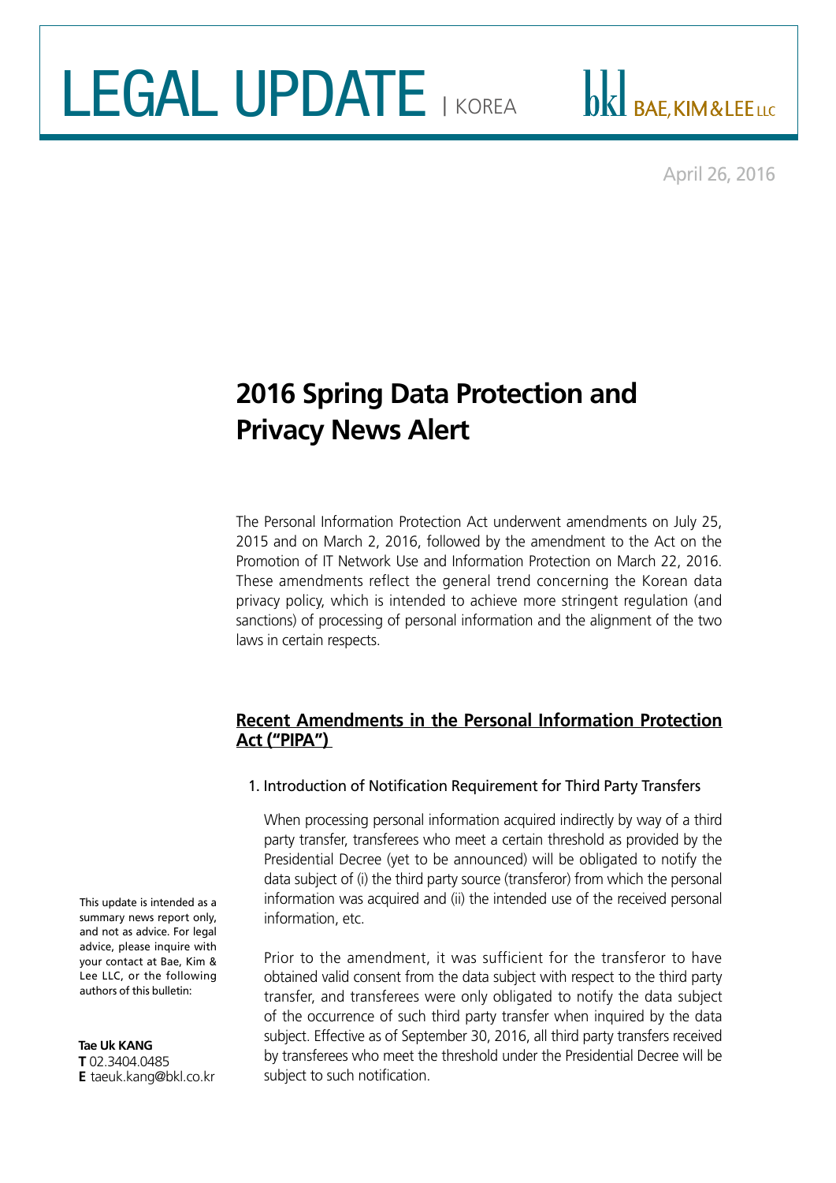# LEGAL UPDATE | KOREA

bkl BAE, KIM & LEE LLC

April 26, 2016

## 2016 Spring Data Protection and Privacy News Alert

The Personal Information Protection Act underwent amendments on July 25, 2015 and on March 2, 2016, followed by the amendment to the Act on the Promotion of IT Network Use and Information Protection on March 22, 2016. These amendments reflect the general trend concerning the Korean data privacy policy, which is intended to achieve more stringent regulation (and sanctions) of processing of personal information and the alignment of the two laws in certain respects.

### Recent Amendments in the Personal Information Protection Act ("PIPA")

1. Introduction of Notification Requirement for Third Party Transfers

When processing personal information acquired indirectly by way of a third party transfer, transferees who meet a certain threshold as provided by the Presidential Decree (yet to be announced) will be obligated to notify the data subject of (i) the third party source (transferor) from which the personal information was acquired and (ii) the intended use of the received personal information, etc.

Prior to the amendment, it was sufficient for the transferor to have obtained valid consent from the data subject with respect to the third party transfer, and transferees were only obligated to notify the data subject of the occurrence of such third party transfer when inquired by the data subject. Effective as of September 30, 2016, all third party transfers received by transferees who meet the threshold under the Presidential Decree will be subject to such notification.

This update is intended as a summary news report only, and not as advice. For legal advice, please inquire with your contact at Bae, Kim & Lee LLC, or the following authors of this bulletin:

**Tae Uk KANG**
**T** 02.3404.0485
**E** taeuk.kang@bkl.co.kr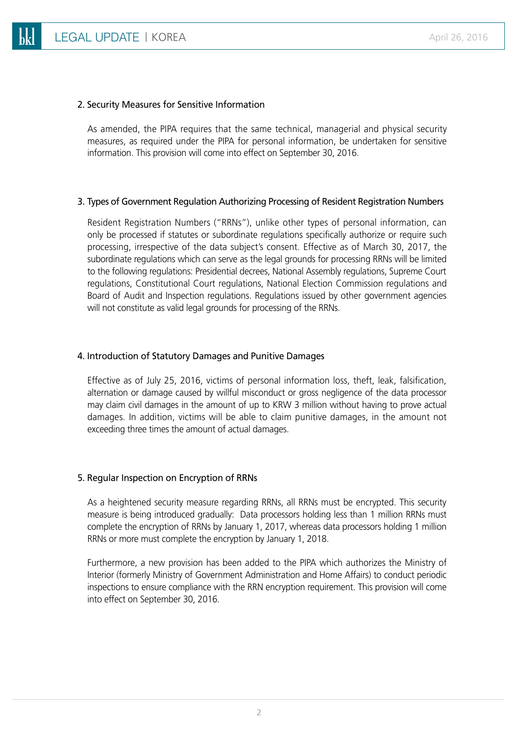## 2. Security Measures for Sensitive Information

As amended, the PIPA requires that the same technical, managerial and physical security measures, as required under the PIPA for personal information, be undertaken for sensitive information. This provision will come into effect on September 30, 2016.

## 3. Types of Government Regulation Authorizing Processing of Resident Registration Numbers

Resident Registration Numbers ("RRNs"), unlike other types of personal information, can only be processed if statutes or subordinate regulations specifically authorize or require such processing, irrespective of the data subject's consent. Effective as of March 30, 2017, the subordinate regulations which can serve as the legal grounds for processing RRNs will be limited to the following regulations: Presidential decrees, National Assembly regulations, Supreme Court regulations, Constitutional Court regulations, National Election Commission regulations and Board of Audit and Inspection regulations. Regulations issued by other government agencies will not constitute as valid legal grounds for processing of the RRNs.

## 4. Introduction of Statutory Damages and Punitive Damages

Effective as of July 25, 2016, victims of personal information loss, theft, leak, falsification, alternation or damage caused by willful misconduct or gross negligence of the data processor may claim civil damages in the amount of up to KRW 3 million without having to prove actual damages. In addition, victims will be able to claim punitive damages, in the amount not exceeding three times the amount of actual damages.

## 5. Regular Inspection on Encryption of RRNs

As a heightened security measure regarding RRNs, all RRNs must be encrypted. This security measure is being introduced gradually: Data processors holding less than 1 million RRNs must complete the encryption of RRNs by January 1, 2017, whereas data processors holding 1 million RRNs or more must complete the encryption by January 1, 2018.

Furthermore, a new provision has been added to the PIPA which authorizes the Ministry of Interior (formerly Ministry of Government Administration and Home Affairs) to conduct periodic inspections to ensure compliance with the RRN encryption requirement. This provision will come into effect on September 30, 2016.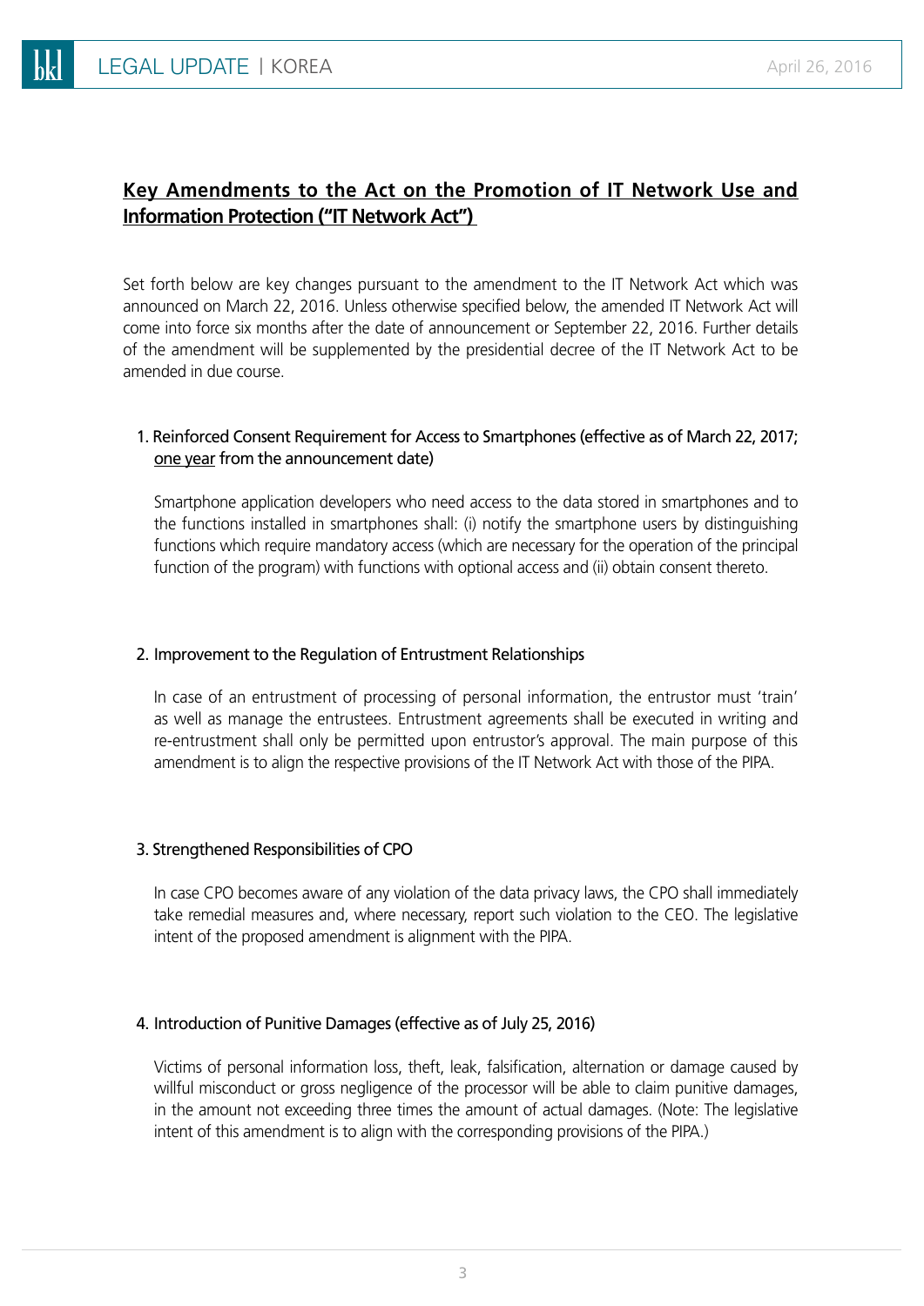## Key Amendments to the Act on the Promotion of IT Network Use and Information Protection ("IT Network Act")

Set forth below are key changes pursuant to the amendment to the IT Network Act which was announced on March 22, 2016. Unless otherwise specified below, the amended IT Network Act will come into force six months after the date of announcement or September 22, 2016. Further details of the amendment will be supplemented by the presidential decree of the IT Network Act to be amended in due course.

### 1. Reinforced Consent Requirement for Access to Smartphones (effective as of March 22, 2017; one year from the announcement date)

Smartphone application developers who need access to the data stored in smartphones and to the functions installed in smartphones shall: (i) notify the smartphone users by distinguishing functions which require mandatory access (which are necessary for the operation of the principal function of the program) with functions with optional access and (ii) obtain consent thereto.

### 2. Improvement to the Regulation of Entrustment Relationships

In case of an entrustment of processing of personal information, the entrustor must 'train' as well as manage the entrustees. Entrustment agreements shall be executed in writing and re-entrustment shall only be permitted upon entrustor's approval. The main purpose of this amendment is to align the respective provisions of the IT Network Act with those of the PIPA.

### 3. Strengthened Responsibilities of CPO

In case CPO becomes aware of any violation of the data privacy laws, the CPO shall immediately take remedial measures and, where necessary, report such violation to the CEO. The legislative intent of the proposed amendment is alignment with the PIPA.

### 4. Introduction of Punitive Damages (effective as of July 25, 2016)

Victims of personal information loss, theft, leak, falsification, alternation or damage caused by willful misconduct or gross negligence of the processor will be able to claim punitive damages, in the amount not exceeding three times the amount of actual damages. (Note: The legislative intent of this amendment is to align with the corresponding provisions of the PIPA.)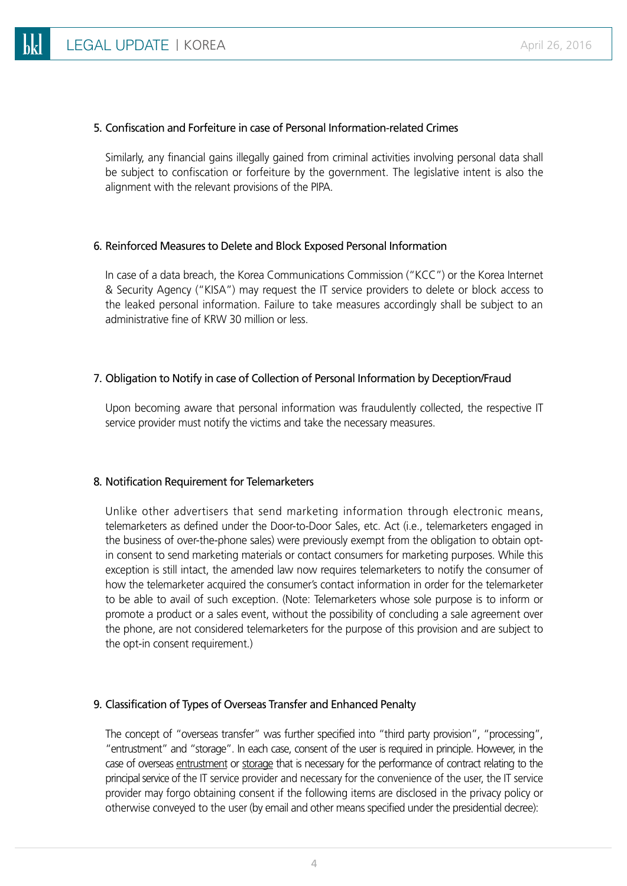### 5. Confiscation and Forfeiture in case of Personal Information-related Crimes

Similarly, any financial gains illegally gained from criminal activities involving personal data shall be subject to confiscation or forfeiture by the government. The legislative intent is also the alignment with the relevant provisions of the PIPA.

### 6. Reinforced Measures to Delete and Block Exposed Personal Information

In case of a data breach, the Korea Communications Commission ("KCC") or the Korea Internet & Security Agency ("KISA") may request the IT service providers to delete or block access to the leaked personal information. Failure to take measures accordingly shall be subject to an administrative fine of KRW 30 million or less.

### 7. Obligation to Notify in case of Collection of Personal Information by Deception/Fraud

Upon becoming aware that personal information was fraudulently collected, the respective IT service provider must notify the victims and take the necessary measures.

### 8. Notification Requirement for Telemarketers

Unlike other advertisers that send marketing information through electronic means, telemarketers as defined under the Door-to-Door Sales, etc. Act (i.e., telemarketers engaged in the business of over-the-phone sales) were previously exempt from the obligation to obtain opt-in consent to send marketing materials or contact consumers for marketing purposes. While this exception is still intact, the amended law now requires telemarketers to notify the consumer of how the telemarketer acquired the consumer's contact information in order for the telemarketer to be able to avail of such exception. (Note: Telemarketers whose sole purpose is to inform or promote a product or a sales event, without the possibility of concluding a sale agreement over the phone, are not considered telemarketers for the purpose of this provision and are subject to the opt-in consent requirement.)

### 9. Classification of Types of Overseas Transfer and Enhanced Penalty

The concept of "overseas transfer" was further specified into "third party provision", "processing", "entrustment" and "storage". In each case, consent of the user is required in principle. However, in the case of overseas <u>entrustment</u> or <u>storage</u> that is necessary for the performance of contract relating to the principal service of the IT service provider and necessary for the convenience of the user, the IT service provider may forgo obtaining consent if the following items are disclosed in the privacy policy or otherwise conveyed to the user (by email and other means specified under the presidential decree):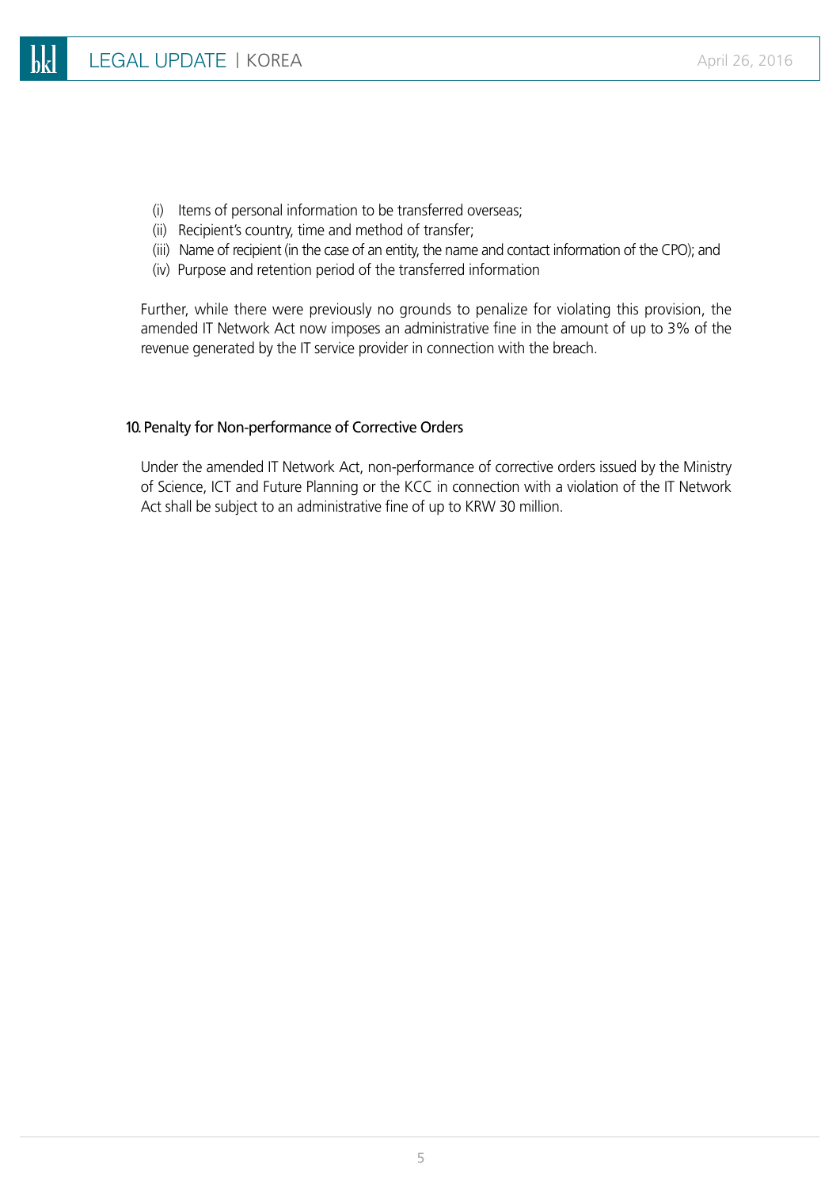(i) Items of personal information to be transferred overseas;
(ii) Recipient's country, time and method of transfer;
(iii) Name of recipient (in the case of an entity, the name and contact information of the CPO); and
(iv) Purpose and retention period of the transferred information

Further, while there were previously no grounds to penalize for violating this provision, the amended IT Network Act now imposes an administrative fine in the amount of up to 3% of the revenue generated by the IT service provider in connection with the breach.

### 10. Penalty for Non-performance of Corrective Orders

Under the amended IT Network Act, non-performance of corrective orders issued by the Ministry of Science, ICT and Future Planning or the KCC in connection with a violation of the IT Network Act shall be subject to an administrative fine of up to KRW 30 million.